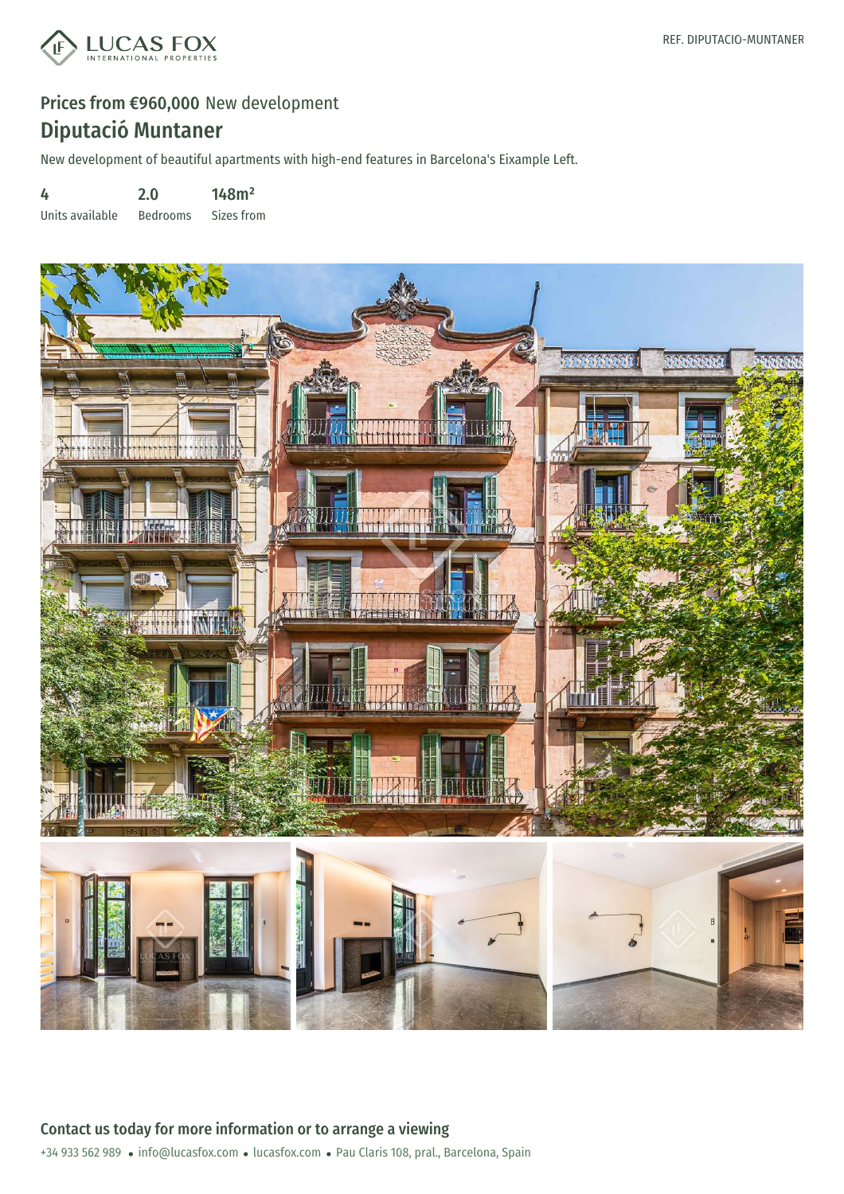REF. DIPUTACIO-MUNTANER

## Prices from €960,000 New development

# Diputació Muntaner

New development of beautiful apartments with high-end features in Barcelona's Eixample Left.

| 4 | 2.0 | 148m² |
|---|---|---|
| Units available | Bedrooms | Sizes from |

## Contact us today for more information or to arrange a viewing

+34 933 562 989 • info@lucasfox.com • lucasfox.com • Pau Claris 108, pral., Barcelona, Spain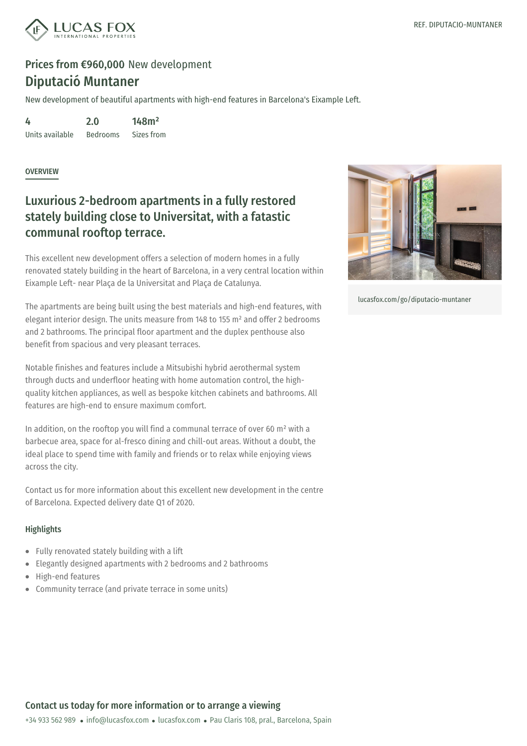REF. DIPUTACIO-MUNTANER

**Prices from €960,000** New development

# Diputació Muntaner

New development of beautiful apartments with high-end features in Barcelona's Eixample Left.

| 4 | 2.0 | 148m² |
|---|---|---|
| Units available | Bedrooms | Sizes from |

## OVERVIEW

## Luxurious 2-bedroom apartments in a fully restored stately building close to Universitat, with a fatastic communal rooftop terrace.

This excellent new development offers a selection of modern homes in a fully renovated stately building in the heart of Barcelona, in a very central location within Eixample Left- near Plaça de la Universitat and Plaça de Catalunya.

The apartments are being built using the best materials and high-end features, with elegant interior design. The units measure from 148 to 155 m² and offer 2 bedrooms and 2 bathrooms. The principal floor apartment and the duplex penthouse also benefit from spacious and very pleasant terraces.

Notable finishes and features include a Mitsubishi hybrid aerothermal system through ducts and underfloor heating with home automation control, the high-quality kitchen appliances, as well as bespoke kitchen cabinets and bathrooms. All features are high-end to ensure maximum comfort.

In addition, on the rooftop you will find a communal terrace of over 60 m² with a barbecue area, space for al-fresco dining and chill-out areas. Without a doubt, the ideal place to spend time with family and friends or to relax while enjoying views across the city.

Contact us for more information about this excellent new development in the centre of Barcelona. Expected delivery date Q1 of 2020.

lucasfox.com/go/diputacio-muntaner

### Highlights

- Fully renovated stately building with a lift
- Elegantly designed apartments with 2 bedrooms and 2 bathrooms
- High-end features
- Community terrace (and private terrace in some units)

## Contact us today for more information or to arrange a viewing

+34 933 562 989 • info@lucasfox.com • lucasfox.com • Pau Claris 108, pral., Barcelona, Spain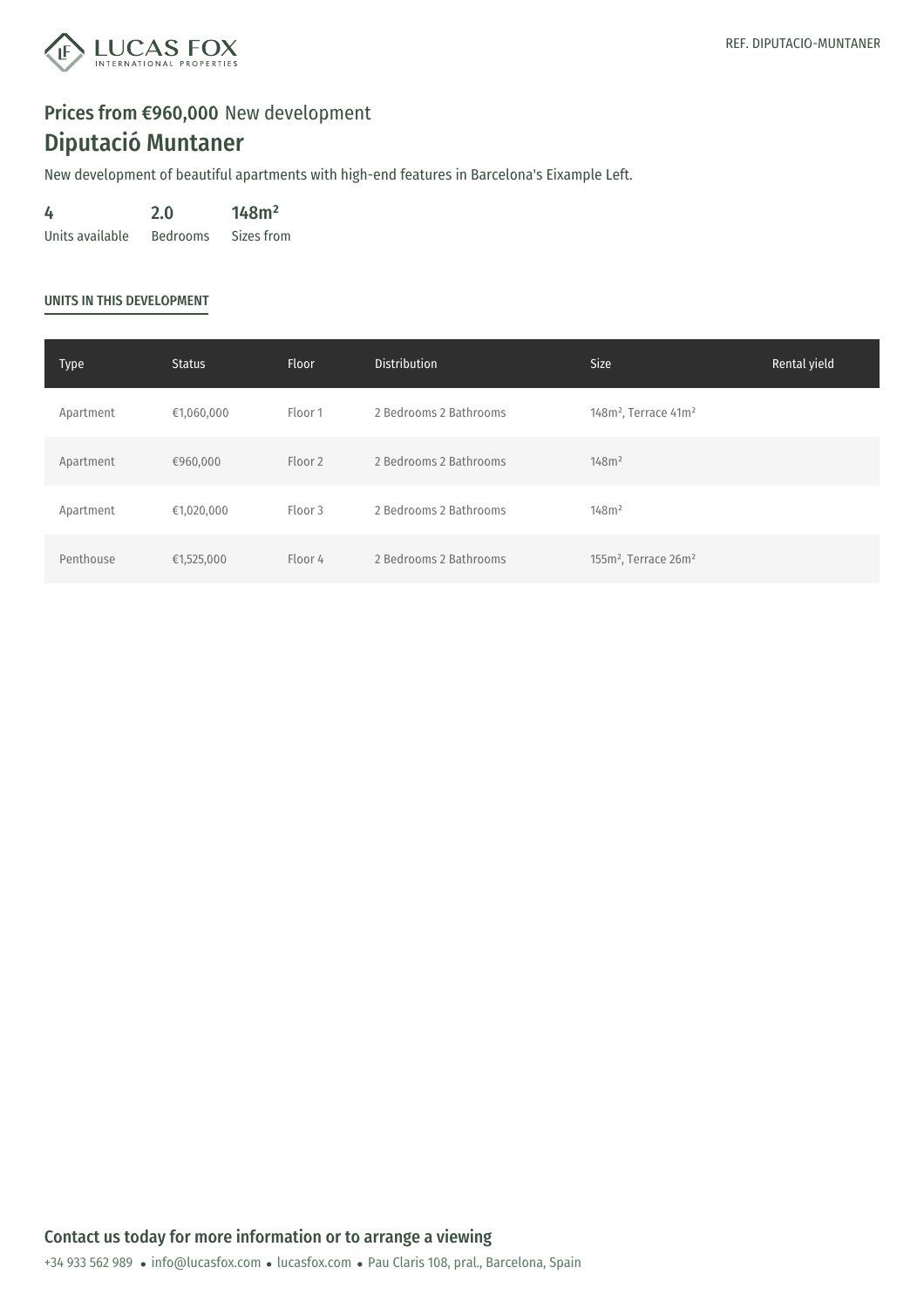REF. DIPUTACIO-MUNTANER

**Prices from €960,000** New development

# Diputació Muntaner

New development of beautiful apartments with high-end features in Barcelona's Eixample Left.

| 4 | 2.0 | 148m² |
|---|---|---|
| Units available | Bedrooms | Sizes from |

## UNITS IN THIS DEVELOPMENT

| Type | Status | Floor | Distribution | Size | Rental yield |
|---|---|---|---|---|---|
| Apartment | €1,060,000 | Floor 1 | 2 Bedrooms 2 Bathrooms | 148m², Terrace 41m² | |
| Apartment | €960,000 | Floor 2 | 2 Bedrooms 2 Bathrooms | 148m² | |
| Apartment | €1,020,000 | Floor 3 | 2 Bedrooms 2 Bathrooms | 148m² | |
| Penthouse | €1,525,000 | Floor 4 | 2 Bedrooms 2 Bathrooms | 155m², Terrace 26m² | |

## Contact us today for more information or to arrange a viewing

+34 933 562 989 • info@lucasfox.com • lucasfox.com • Pau Claris 108, pral., Barcelona, Spain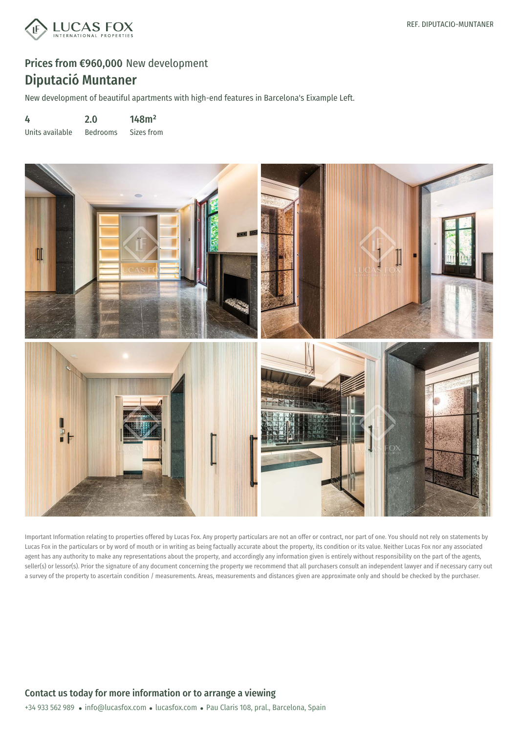REF. DIPUTACIO-MUNTANER

**Prices from €960,000** New development

# Diputació Muntaner

New development of beautiful apartments with high-end features in Barcelona's Eixample Left.

| 4 | 2.0 | 148m² |
|---|---|---|
| Units available | Bedrooms | Sizes from |

Important Information relating to properties offered by Lucas Fox. Any property particulars are not an offer or contract, nor part of one. You should not rely on statements by Lucas Fox in the particulars or by word of mouth or in writing as being factually accurate about the property, its condition or its value. Neither Lucas Fox nor any associated agent has any authority to make any representations about the property, and accordingly any information given is entirely without responsibility on the part of the agents, seller(s) or lessor(s). Prior the signature of any document concerning the property we recommend that all purchasers consult an independent lawyer and if necessary carry out a survey of the property to ascertain condition / measurements. Areas, measurements and distances given are approximate only and should be checked by the purchaser.

## Contact us today for more information or to arrange a viewing

+34 933 562 989 • info@lucasfox.com • lucasfox.com • Pau Claris 108, pral., Barcelona, Spain